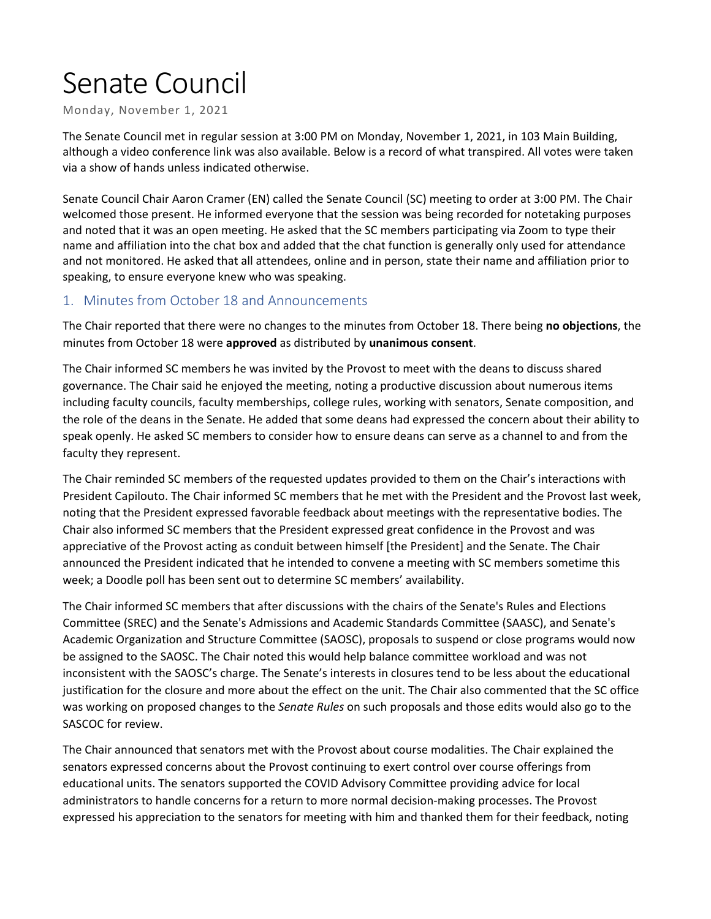# Senate Council

Monday, November 1, 2021

The Senate Council met in regular session at 3:00 PM on Monday, November 1, 2021, in 103 Main Building, although a video conference link was also available. Below is a record of what transpired. All votes were taken via a show of hands unless indicated otherwise.

Senate Council Chair Aaron Cramer (EN) called the Senate Council (SC) meeting to order at 3:00 PM. The Chair welcomed those present. He informed everyone that the session was being recorded for notetaking purposes and noted that it was an open meeting. He asked that the SC members participating via Zoom to type their name and affiliation into the chat box and added that the chat function is generally only used for attendance and not monitored. He asked that all attendees, online and in person, state their name and affiliation prior to speaking, to ensure everyone knew who was speaking.

## 1. Minutes from October 18 and Announcements

The Chair reported that there were no changes to the minutes from October 18. There being **no objections**, the minutes from October 18 were **approved** as distributed by **unanimous consent**.

The Chair informed SC members he was invited by the Provost to meet with the deans to discuss shared governance. The Chair said he enjoyed the meeting, noting a productive discussion about numerous items including faculty councils, faculty memberships, college rules, working with senators, Senate composition, and the role of the deans in the Senate. He added that some deans had expressed the concern about their ability to speak openly. He asked SC members to consider how to ensure deans can serve as a channel to and from the faculty they represent.

The Chair reminded SC members of the requested updates provided to them on the Chair's interactions with President Capilouto. The Chair informed SC members that he met with the President and the Provost last week, noting that the President expressed favorable feedback about meetings with the representative bodies. The Chair also informed SC members that the President expressed great confidence in the Provost and was appreciative of the Provost acting as conduit between himself [the President] and the Senate. The Chair announced the President indicated that he intended to convene a meeting with SC members sometime this week; a Doodle poll has been sent out to determine SC members' availability.

The Chair informed SC members that after discussions with the chairs of the Senate's Rules and Elections Committee (SREC) and the Senate's Admissions and Academic Standards Committee (SAASC), and Senate's Academic Organization and Structure Committee (SAOSC), proposals to suspend or close programs would now be assigned to the SAOSC. The Chair noted this would help balance committee workload and was not inconsistent with the SAOSC's charge. The Senate's interests in closures tend to be less about the educational justification for the closure and more about the effect on the unit. The Chair also commented that the SC office was working on proposed changes to the *Senate Rules* on such proposals and those edits would also go to the SASCOC for review.

The Chair announced that senators met with the Provost about course modalities. The Chair explained the senators expressed concerns about the Provost continuing to exert control over course offerings from educational units. The senators supported the COVID Advisory Committee providing advice for local administrators to handle concerns for a return to more normal decision-making processes. The Provost expressed his appreciation to the senators for meeting with him and thanked them for their feedback, noting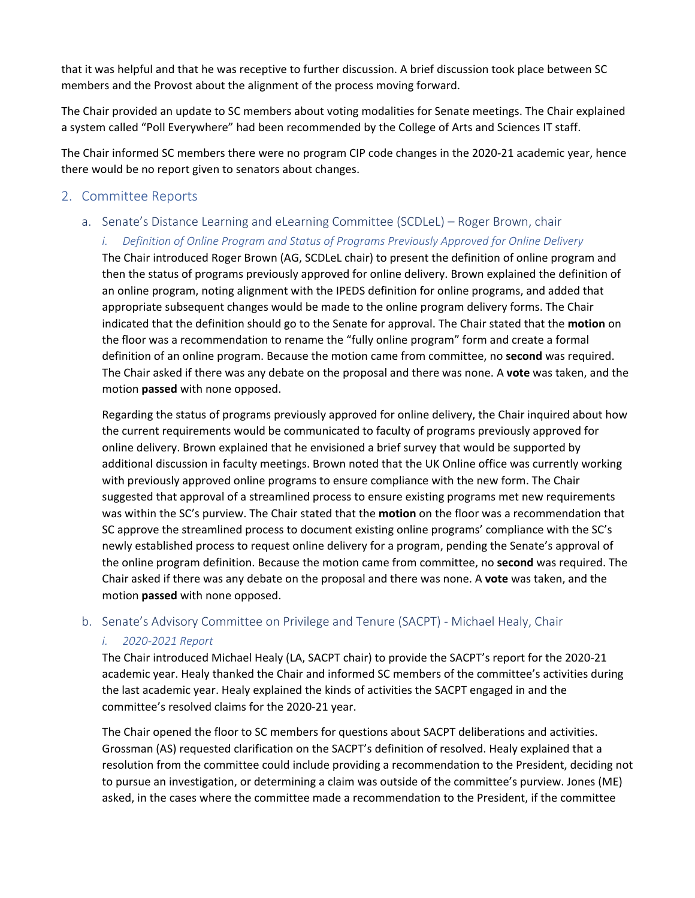that it was helpful and that he was receptive to further discussion. A brief discussion took place between SC members and the Provost about the alignment of the process moving forward.

The Chair provided an update to SC members about voting modalities for Senate meetings. The Chair explained a system called "Poll Everywhere" had been recommended by the College of Arts and Sciences IT staff.

The Chair informed SC members there were no program CIP code changes in the 2020-21 academic year, hence there would be no report given to senators about changes.

## 2. Committee Reports

### a. Senate's Distance Learning and eLearning Committee (SCDLeL) – Roger Brown, chair

#### *i. Definition of Online Program and Status of Programs Previously Approved for Online Delivery*

The Chair introduced Roger Brown (AG, SCDLeL chair) to present the definition of online program and then the status of programs previously approved for online delivery. Brown explained the definition of an online program, noting alignment with the IPEDS definition for online programs, and added that appropriate subsequent changes would be made to the online program delivery forms. The Chair indicated that the definition should go to the Senate for approval. The Chair stated that the **motion** on the floor was a recommendation to rename the "fully online program" form and create a formal definition of an online program. Because the motion came from committee, no **second** was required. The Chair asked if there was any debate on the proposal and there was none. A **vote** was taken, and the motion **passed** with none opposed.

Regarding the status of programs previously approved for online delivery, the Chair inquired about how the current requirements would be communicated to faculty of programs previously approved for online delivery. Brown explained that he envisioned a brief survey that would be supported by additional discussion in faculty meetings. Brown noted that the UK Online office was currently working with previously approved online programs to ensure compliance with the new form. The Chair suggested that approval of a streamlined process to ensure existing programs met new requirements was within the SC's purview. The Chair stated that the **motion** on the floor was a recommendation that SC approve the streamlined process to document existing online programs' compliance with the SC's newly established process to request online delivery for a program, pending the Senate's approval of the online program definition. Because the motion came from committee, no **second** was required. The Chair asked if there was any debate on the proposal and there was none. A **vote** was taken, and the motion **passed** with none opposed.

### b. Senate's Advisory Committee on Privilege and Tenure (SACPT) - Michael Healy, Chair

#### *i. 2020-2021 Report*

The Chair introduced Michael Healy (LA, SACPT chair) to provide the SACPT's report for the 2020-21 academic year. Healy thanked the Chair and informed SC members of the committee's activities during the last academic year. Healy explained the kinds of activities the SACPT engaged in and the committee's resolved claims for the 2020-21 year.

The Chair opened the floor to SC members for questions about SACPT deliberations and activities. Grossman (AS) requested clarification on the SACPT's definition of resolved. Healy explained that a resolution from the committee could include providing a recommendation to the President, deciding not to pursue an investigation, or determining a claim was outside of the committee's purview. Jones (ME) asked, in the cases where the committee made a recommendation to the President, if the committee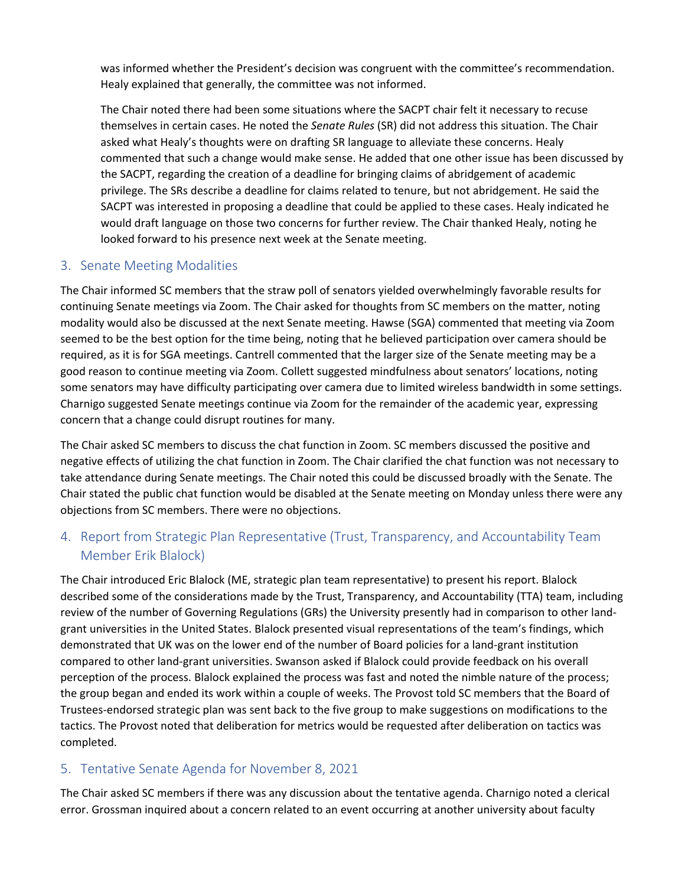was informed whether the President's decision was congruent with the committee's recommendation. Healy explained that generally, the committee was not informed.

The Chair noted there had been some situations where the SACPT chair felt it necessary to recuse themselves in certain cases. He noted the *Senate Rules* (SR) did not address this situation. The Chair asked what Healy's thoughts were on drafting SR language to alleviate these concerns. Healy commented that such a change would make sense. He added that one other issue has been discussed by the SACPT, regarding the creation of a deadline for bringing claims of abridgement of academic privilege. The SRs describe a deadline for claims related to tenure, but not abridgement. He said the SACPT was interested in proposing a deadline that could be applied to these cases. Healy indicated he would draft language on those two concerns for further review. The Chair thanked Healy, noting he looked forward to his presence next week at the Senate meeting.

## 3. Senate Meeting Modalities

The Chair informed SC members that the straw poll of senators yielded overwhelmingly favorable results for continuing Senate meetings via Zoom. The Chair asked for thoughts from SC members on the matter, noting modality would also be discussed at the next Senate meeting. Hawse (SGA) commented that meeting via Zoom seemed to be the best option for the time being, noting that he believed participation over camera should be required, as it is for SGA meetings. Cantrell commented that the larger size of the Senate meeting may be a good reason to continue meeting via Zoom. Collett suggested mindfulness about senators' locations, noting some senators may have difficulty participating over camera due to limited wireless bandwidth in some settings. Charnigo suggested Senate meetings continue via Zoom for the remainder of the academic year, expressing concern that a change could disrupt routines for many.

The Chair asked SC members to discuss the chat function in Zoom. SC members discussed the positive and negative effects of utilizing the chat function in Zoom. The Chair clarified the chat function was not necessary to take attendance during Senate meetings. The Chair noted this could be discussed broadly with the Senate. The Chair stated the public chat function would be disabled at the Senate meeting on Monday unless there were any objections from SC members. There were no objections.

## 4. Report from Strategic Plan Representative (Trust, Transparency, and Accountability Team Member Erik Blalock)

The Chair introduced Eric Blalock (ME, strategic plan team representative) to present his report. Blalock described some of the considerations made by the Trust, Transparency, and Accountability (TTA) team, including review of the number of Governing Regulations (GRs) the University presently had in comparison to other land-grant universities in the United States. Blalock presented visual representations of the team's findings, which demonstrated that UK was on the lower end of the number of Board policies for a land-grant institution compared to other land-grant universities. Swanson asked if Blalock could provide feedback on his overall perception of the process. Blalock explained the process was fast and noted the nimble nature of the process; the group began and ended its work within a couple of weeks. The Provost told SC members that the Board of Trustees-endorsed strategic plan was sent back to the five group to make suggestions on modifications to the tactics. The Provost noted that deliberation for metrics would be requested after deliberation on tactics was completed.

## 5. Tentative Senate Agenda for November 8, 2021

The Chair asked SC members if there was any discussion about the tentative agenda. Charnigo noted a clerical error. Grossman inquired about a concern related to an event occurring at another university about faculty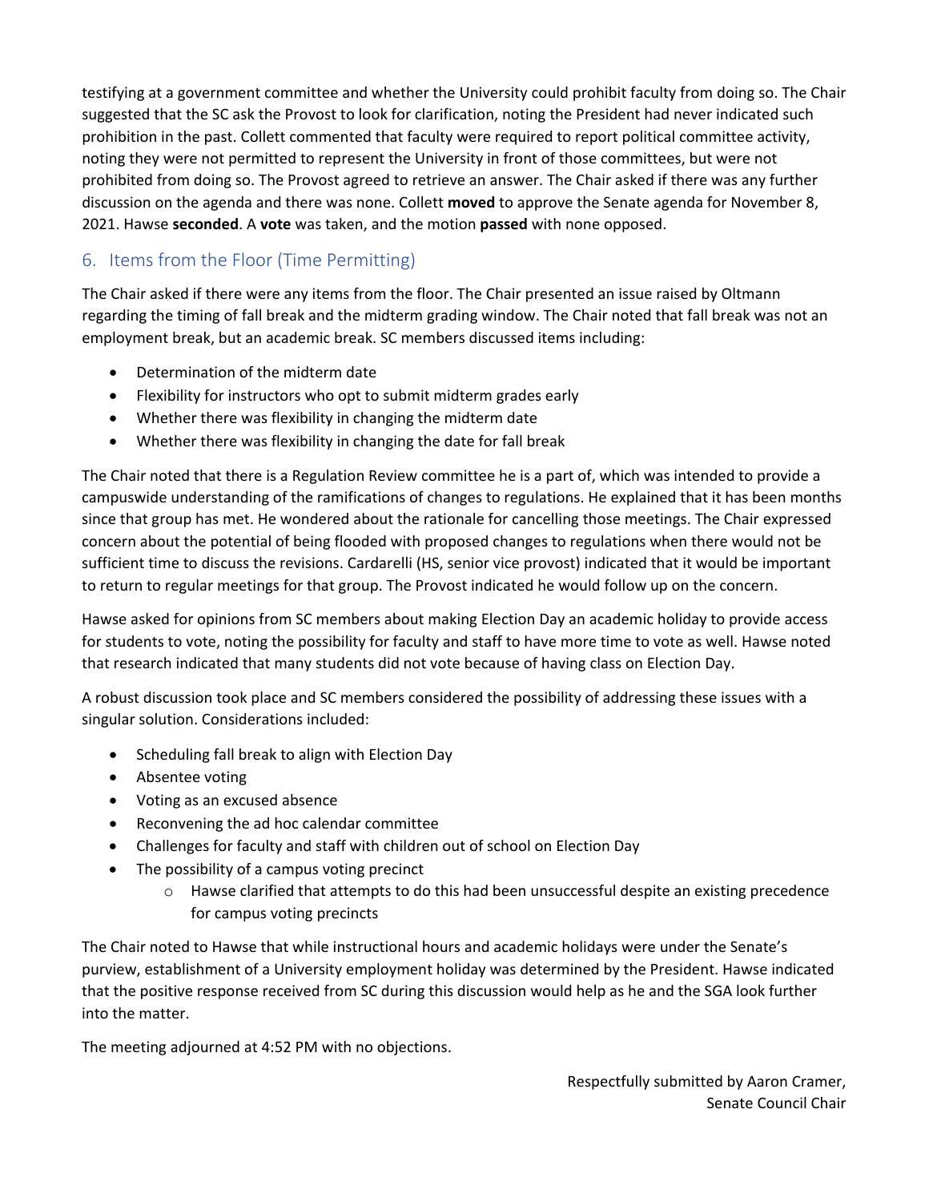testifying at a government committee and whether the University could prohibit faculty from doing so. The Chair suggested that the SC ask the Provost to look for clarification, noting the President had never indicated such prohibition in the past. Collett commented that faculty were required to report political committee activity, noting they were not permitted to represent the University in front of those committees, but were not prohibited from doing so. The Provost agreed to retrieve an answer. The Chair asked if there was any further discussion on the agenda and there was none. Collett **moved** to approve the Senate agenda for November 8, 2021. Hawse **seconded**. A **vote** was taken, and the motion **passed** with none opposed.

## 6. Items from the Floor (Time Permitting)

The Chair asked if there were any items from the floor. The Chair presented an issue raised by Oltmann regarding the timing of fall break and the midterm grading window. The Chair noted that fall break was not an employment break, but an academic break. SC members discussed items including:

- Determination of the midterm date
- Flexibility for instructors who opt to submit midterm grades early
- Whether there was flexibility in changing the midterm date
- Whether there was flexibility in changing the date for fall break

The Chair noted that there is a Regulation Review committee he is a part of, which was intended to provide a campuswide understanding of the ramifications of changes to regulations. He explained that it has been months since that group has met. He wondered about the rationale for cancelling those meetings. The Chair expressed concern about the potential of being flooded with proposed changes to regulations when there would not be sufficient time to discuss the revisions. Cardarelli (HS, senior vice provost) indicated that it would be important to return to regular meetings for that group. The Provost indicated he would follow up on the concern.

Hawse asked for opinions from SC members about making Election Day an academic holiday to provide access for students to vote, noting the possibility for faculty and staff to have more time to vote as well. Hawse noted that research indicated that many students did not vote because of having class on Election Day.

A robust discussion took place and SC members considered the possibility of addressing these issues with a singular solution. Considerations included:

- Scheduling fall break to align with Election Day
- Absentee voting
- Voting as an excused absence
- Reconvening the ad hoc calendar committee
- Challenges for faculty and staff with children out of school on Election Day
- The possibility of a campus voting precinct
    - Hawse clarified that attempts to do this had been unsuccessful despite an existing precedence for campus voting precincts

The Chair noted to Hawse that while instructional hours and academic holidays were under the Senate's purview, establishment of a University employment holiday was determined by the President. Hawse indicated that the positive response received from SC during this discussion would help as he and the SGA look further into the matter.

The meeting adjourned at 4:52 PM with no objections.

Respectfully submitted by Aaron Cramer,
Senate Council Chair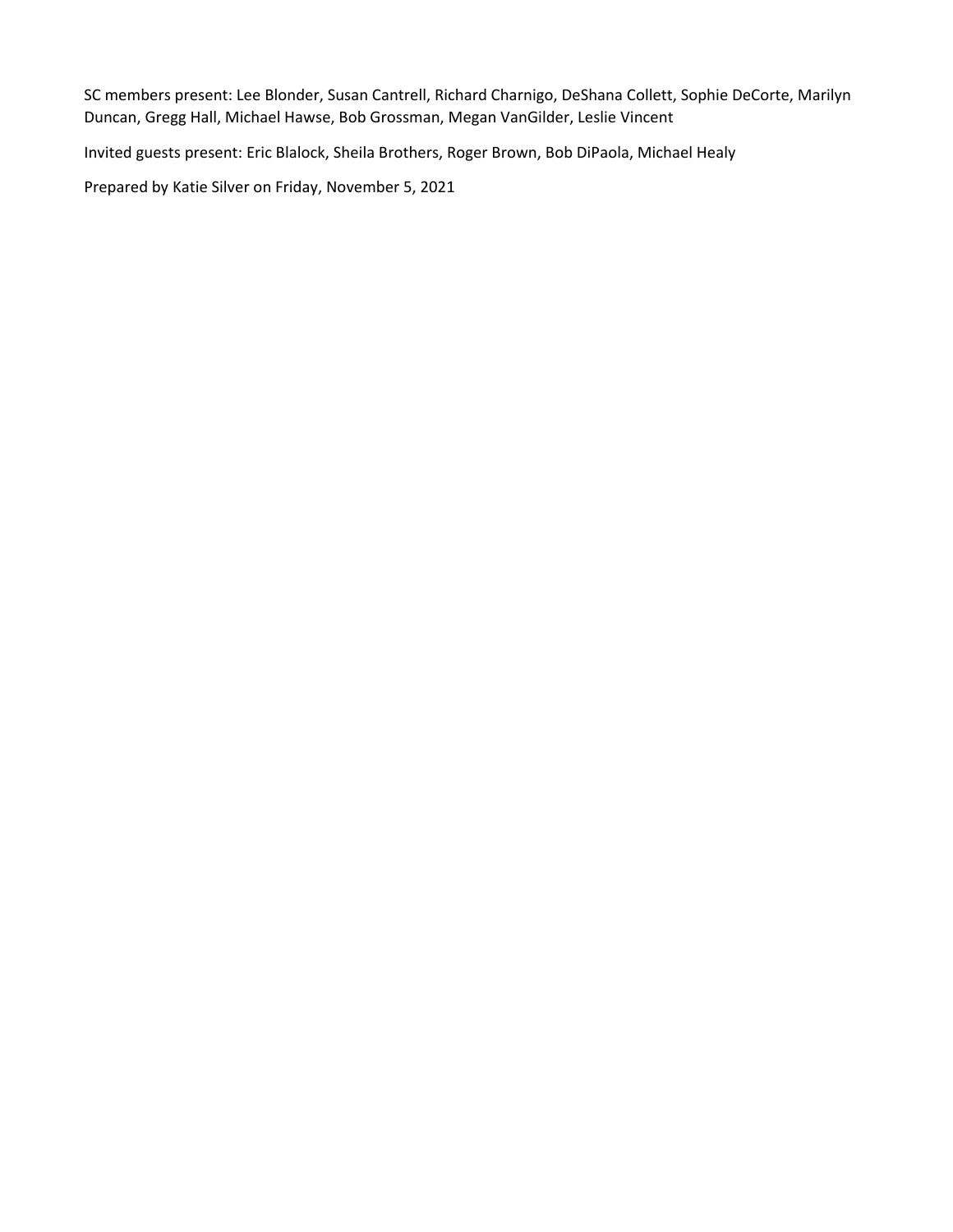SC members present: Lee Blonder, Susan Cantrell, Richard Charnigo, DeShana Collett, Sophie DeCorte, Marilyn Duncan, Gregg Hall, Michael Hawse, Bob Grossman, Megan VanGilder, Leslie Vincent

Invited guests present: Eric Blalock, Sheila Brothers, Roger Brown, Bob DiPaola, Michael Healy

Prepared by Katie Silver on Friday, November 5, 2021